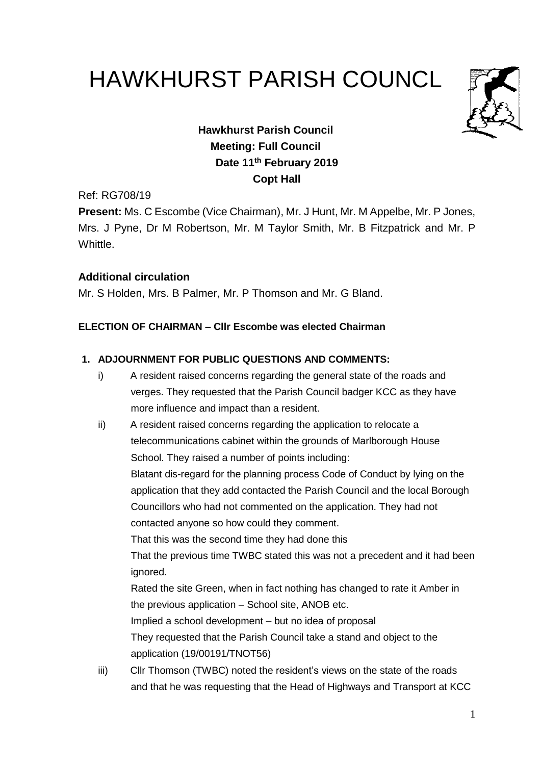# HAWKHURST PARISH COUNCL

**Hawkhurst Parish Council**
**Meeting: Full Council**
**Date 11th February 2019**
**Copt Hall**

Ref: RG708/19

**Present:** Ms. C Escombe (Vice Chairman), Mr. J Hunt, Mr. M Appelbe, Mr. P Jones, Mrs. J Pyne, Dr M Robertson, Mr. M Taylor Smith, Mr. B Fitzpatrick and Mr. P Whittle.

### Additional circulation

Mr. S Holden, Mrs. B Palmer, Mr. P Thomson and Mr. G Bland.

**ELECTION OF CHAIRMAN – Cllr Escombe was elected Chairman**

**1. ADJOURNMENT FOR PUBLIC QUESTIONS AND COMMENTS:**

i) A resident raised concerns regarding the general state of the roads and verges. They requested that the Parish Council badger KCC as they have more influence and impact than a resident.

ii) A resident raised concerns regarding the application to relocate a telecommunications cabinet within the grounds of Marlborough House School. They raised a number of points including:
Blatant dis-regard for the planning process Code of Conduct by lying on the application that they add contacted the Parish Council and the local Borough Councillors who had not commented on the application. They had not contacted anyone so how could they comment.
That this was the second time they had done this
That the previous time TWBC stated this was not a precedent and it had been ignored.
Rated the site Green, when in fact nothing has changed to rate it Amber in the previous application – School site, ANOB etc.
Implied a school development – but no idea of proposal
They requested that the Parish Council take a stand and object to the application (19/00191/TNOT56)

iii) Cllr Thomson (TWBC) noted the resident's views on the state of the roads and that he was requesting that the Head of Highways and Transport at KCC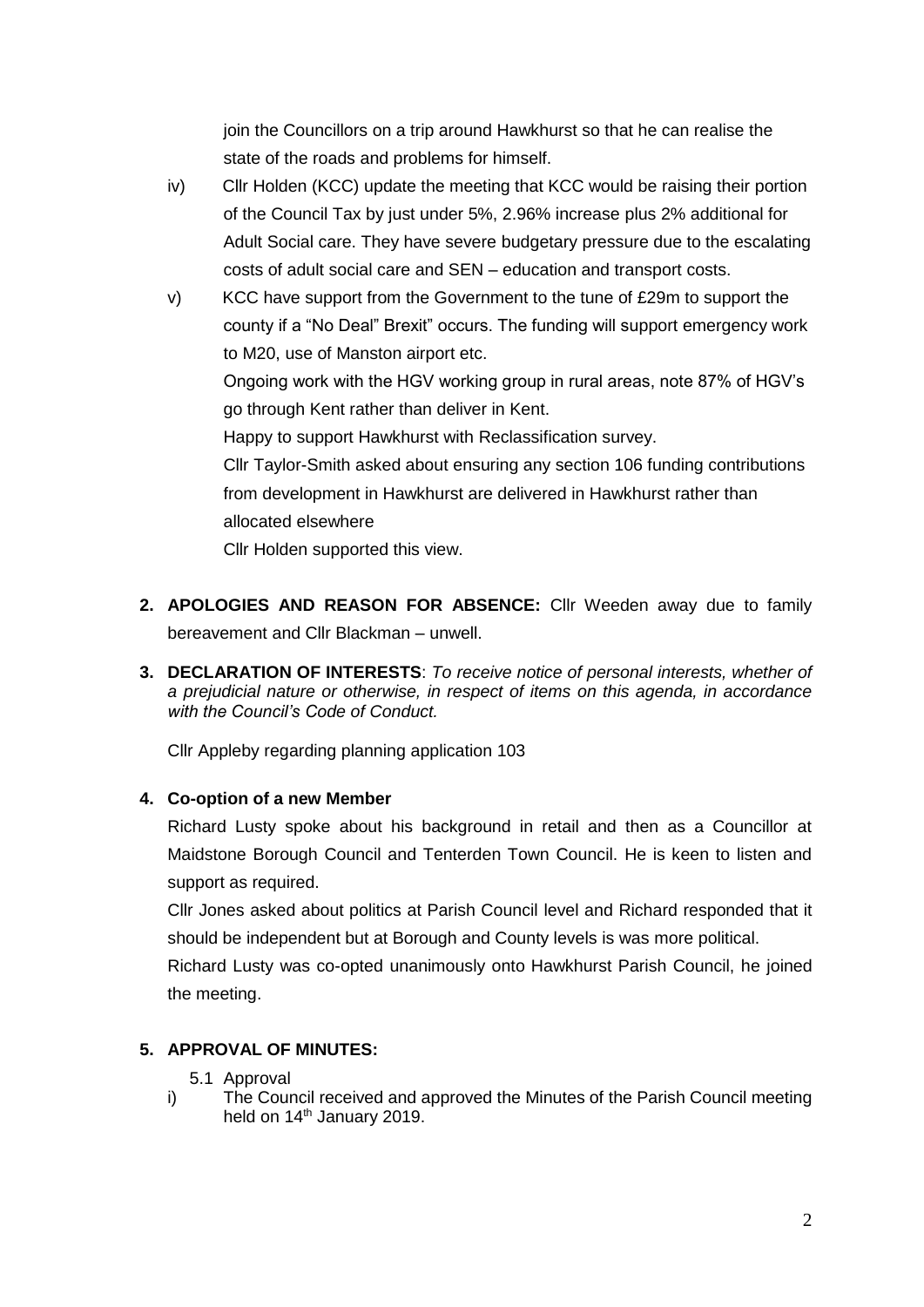join the Councillors on a trip around Hawkhurst so that he can realise the state of the roads and problems for himself.

iv) Cllr Holden (KCC) update the meeting that KCC would be raising their portion of the Council Tax by just under 5%, 2.96% increase plus 2% additional for Adult Social care. They have severe budgetary pressure due to the escalating costs of adult social care and SEN – education and transport costs.

v) KCC have support from the Government to the tune of £29m to support the county if a "No Deal" Brexit" occurs. The funding will support emergency work to M20, use of Manston airport etc.

Ongoing work with the HGV working group in rural areas, note 87% of HGV's go through Kent rather than deliver in Kent.

Happy to support Hawkhurst with Reclassification survey.

Cllr Taylor-Smith asked about ensuring any section 106 funding contributions from development in Hawkhurst are delivered in Hawkhurst rather than allocated elsewhere

Cllr Holden supported this view.

**2. APOLOGIES AND REASON FOR ABSENCE:** Cllr Weeden away due to family bereavement and Cllr Blackman – unwell.

**3. DECLARATION OF INTERESTS**: *To receive notice of personal interests, whether of a prejudicial nature or otherwise, in respect of items on this agenda, in accordance with the Council's Code of Conduct.*

Cllr Appleby regarding planning application 103

**4. Co-option of a new Member**

Richard Lusty spoke about his background in retail and then as a Councillor at Maidstone Borough Council and Tenterden Town Council. He is keen to listen and support as required.

Cllr Jones asked about politics at Parish Council level and Richard responded that it should be independent but at Borough and County levels is was more political.

Richard Lusty was co-opted unanimously onto Hawkhurst Parish Council, he joined the meeting.

**5. APPROVAL OF MINUTES:**

5.1 Approval

i) The Council received and approved the Minutes of the Parish Council meeting held on 14th January 2019.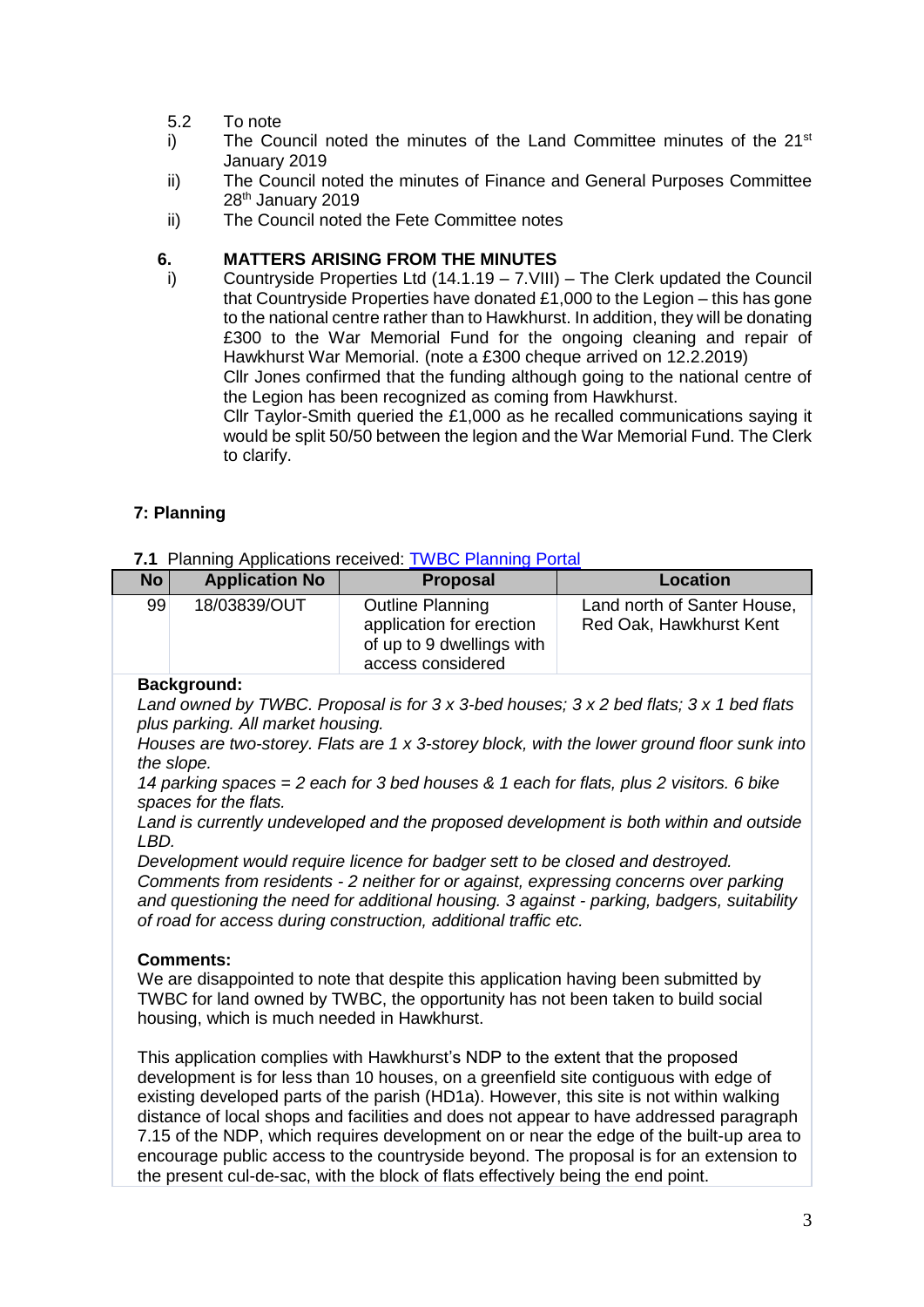5.2 To note

i) The Council noted the minutes of the Land Committee minutes of the 21st January 2019

ii) The Council noted the minutes of Finance and General Purposes Committee 28th January 2019

ii) The Council noted the Fete Committee notes

## 6. MATTERS ARISING FROM THE MINUTES

i) Countryside Properties Ltd (14.1.19 – 7.VIII) – The Clerk updated the Council that Countryside Properties have donated £1,000 to the Legion – this has gone to the national centre rather than to Hawkhurst. In addition, they will be donating £300 to the War Memorial Fund for the ongoing cleaning and repair of Hawkhurst War Memorial. (note a £300 cheque arrived on 12.2.2019)
Cllr Jones confirmed that the funding although going to the national centre of the Legion has been recognized as coming from Hawkhurst.
Cllr Taylor-Smith queried the £1,000 as he recalled communications saying it would be split 50/50 between the legion and the War Memorial Fund. The Clerk to clarify.

## 7: Planning

**7.1** Planning Applications received: [TWBC Planning Portal]

| No | Application No | Proposal | Location |
|---|---|---|---|
| 99 | 18/03839/OUT | Outline Planning application for erection of up to 9 dwellings with access considered | Land north of Santer House, Red Oak, Hawkhurst Kent |

**Background:**

*Land owned by TWBC. Proposal is for 3 x 3-bed houses; 3 x 2 bed flats; 3 x 1 bed flats plus parking. All market housing.*

*Houses are two-storey. Flats are 1 x 3-storey block, with the lower ground floor sunk into the slope.*

*14 parking spaces = 2 each for 3 bed houses & 1 each for flats, plus 2 visitors. 6 bike spaces for the flats.*

*Land is currently undeveloped and the proposed development is both within and outside LBD.*

*Development would require licence for badger sett to be closed and destroyed.*

*Comments from residents - 2 neither for or against, expressing concerns over parking and questioning the need for additional housing. 3 against - parking, badgers, suitability of road for access during construction, additional traffic etc.*

**Comments:**

We are disappointed to note that despite this application having been submitted by TWBC for land owned by TWBC, the opportunity has not been taken to build social housing, which is much needed in Hawkhurst.

This application complies with Hawkhurst's NDP to the extent that the proposed development is for less than 10 houses, on a greenfield site contiguous with edge of existing developed parts of the parish (HD1a). However, this site is not within walking distance of local shops and facilities and does not appear to have addressed paragraph 7.15 of the NDP, which requires development on or near the edge of the built-up area to encourage public access to the countryside beyond. The proposal is for an extension to the present cul-de-sac, with the block of flats effectively being the end point.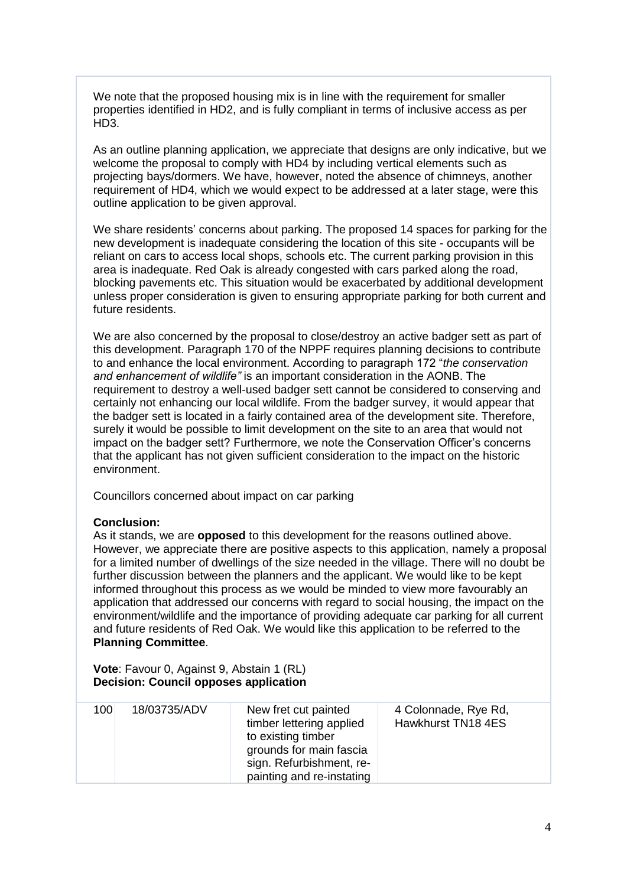We note that the proposed housing mix is in line with the requirement for smaller properties identified in HD2, and is fully compliant in terms of inclusive access as per HD3.

As an outline planning application, we appreciate that designs are only indicative, but we welcome the proposal to comply with HD4 by including vertical elements such as projecting bays/dormers. We have, however, noted the absence of chimneys, another requirement of HD4, which we would expect to be addressed at a later stage, were this outline application to be given approval.

We share residents' concerns about parking. The proposed 14 spaces for parking for the new development is inadequate considering the location of this site - occupants will be reliant on cars to access local shops, schools etc. The current parking provision in this area is inadequate. Red Oak is already congested with cars parked along the road, blocking pavements etc. This situation would be exacerbated by additional development unless proper consideration is given to ensuring appropriate parking for both current and future residents.

We are also concerned by the proposal to close/destroy an active badger sett as part of this development. Paragraph 170 of the NPPF requires planning decisions to contribute to and enhance the local environment. According to paragraph 172 "*the conservation and enhancement of wildlife"* is an important consideration in the AONB. The requirement to destroy a well-used badger sett cannot be considered to conserving and certainly not enhancing our local wildlife. From the badger survey, it would appear that the badger sett is located in a fairly contained area of the development site. Therefore, surely it would be possible to limit development on the site to an area that would not impact on the badger sett? Furthermore, we note the Conservation Officer's concerns that the applicant has not given sufficient consideration to the impact on the historic environment.

Councillors concerned about impact on car parking

**Conclusion:**
As it stands, we are **opposed** to this development for the reasons outlined above. However, we appreciate there are positive aspects to this application, namely a proposal for a limited number of dwellings of the size needed in the village. There will no doubt be further discussion between the planners and the applicant. We would like to be kept informed throughout this process as we would be minded to view more favourably an application that addressed our concerns with regard to social housing, the impact on the environment/wildlife and the importance of providing adequate car parking for all current and future residents of Red Oak. We would like this application to be referred to the **Planning Committee**.

**Vote**: Favour 0, Against 9, Abstain 1 (RL)
**Decision: Council opposes application**

| | | | |
|---|---|---|---|
| 100 | 18/03735/ADV | New fret cut painted timber lettering applied to existing timber grounds for main fascia sign. Refurbishment, re-painting and re-instating | 4 Colonnade, Rye Rd, Hawkhurst TN18 4ES |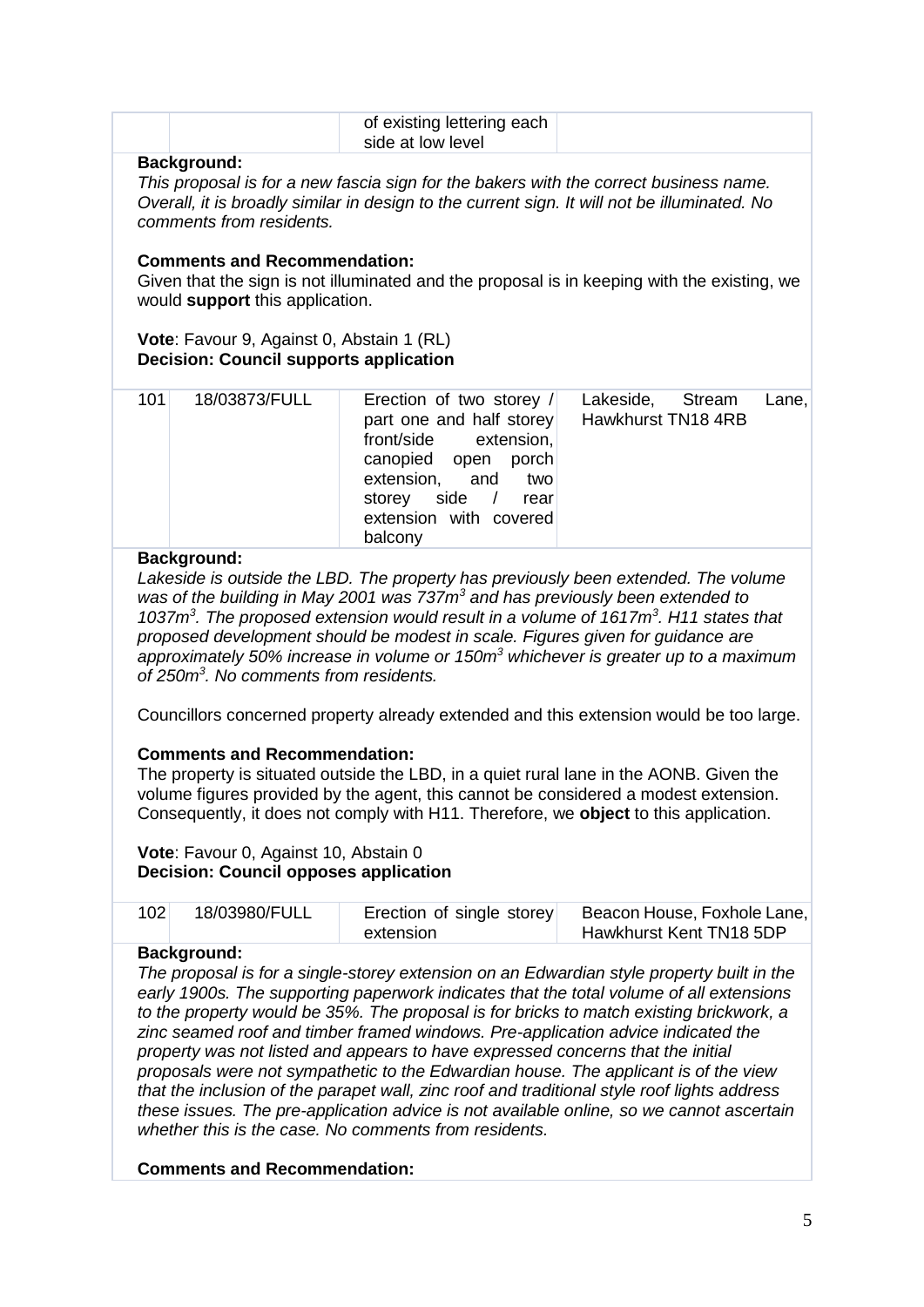| | | | |
|---|---|---|---|
| | | of existing lettering each side at low level | |

**Background:**

*This proposal is for a new fascia sign for the bakers with the correct business name. Overall, it is broadly similar in design to the current sign. It will not be illuminated. No comments from residents.*

**Comments and Recommendation:**

Given that the sign is not illuminated and the proposal is in keeping with the existing, we would **support** this application.

**Vote**: Favour 9, Against 0, Abstain 1 (RL)
**Decision: Council supports application**

| | | | |
|---|---|---|---|
| 101 | 18/03873/FULL | Erection of two storey / part one and half storey front/side extension, canopied open porch extension, and two storey side / rear extension with covered balcony | Lakeside, Stream Lane, Hawkhurst TN18 4RB |

**Background:**

*Lakeside is outside the LBD. The property has previously been extended. The volume was of the building in May 2001 was 737m$^3$ and has previously been extended to 1037m$^3$. The proposed extension would result in a volume of 1617m$^3$. H11 states that proposed development should be modest in scale. Figures given for guidance are approximately 50% increase in volume or 150m$^3$ whichever is greater up to a maximum of 250m$^3$. No comments from residents.*

Councillors concerned property already extended and this extension would be too large.

**Comments and Recommendation:**

The property is situated outside the LBD, in a quiet rural lane in the AONB. Given the volume figures provided by the agent, this cannot be considered a modest extension. Consequently, it does not comply with H11. Therefore, we **object** to this application.

**Vote**: Favour 0, Against 10, Abstain 0
**Decision: Council opposes application**

| | | | |
|---|---|---|---|
| 102 | 18/03980/FULL | Erection of single storey extension | Beacon House, Foxhole Lane, Hawkhurst Kent TN18 5DP |

**Background:**

*The proposal is for a single-storey extension on an Edwardian style property built in the early 1900s. The supporting paperwork indicates that the total volume of all extensions to the property would be 35%. The proposal is for bricks to match existing brickwork, a zinc seamed roof and timber framed windows. Pre-application advice indicated the property was not listed and appears to have expressed concerns that the initial proposals were not sympathetic to the Edwardian house. The applicant is of the view that the inclusion of the parapet wall, zinc roof and traditional style roof lights address these issues. The pre-application advice is not available online, so we cannot ascertain whether this is the case. No comments from residents.*

**Comments and Recommendation:**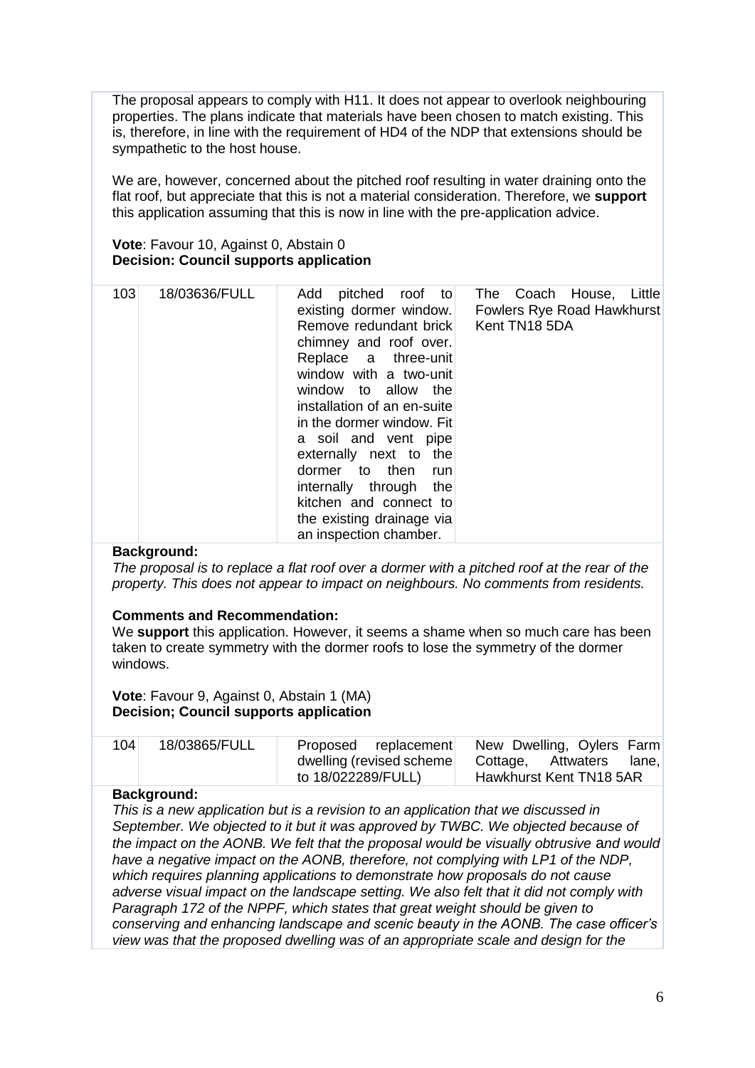The proposal appears to comply with H11. It does not appear to overlook neighbouring properties. The plans indicate that materials have been chosen to match existing. This is, therefore, in line with the requirement of HD4 of the NDP that extensions should be sympathetic to the host house.

We are, however, concerned about the pitched roof resulting in water draining onto the flat roof, but appreciate that this is not a material consideration. Therefore, we **support** this application assuming that this is now in line with the pre-application advice.

**Vote**: Favour 10, Against 0, Abstain 0
**Decision: Council supports application**

| 103 | 18/03636/FULL | Add pitched roof to existing dormer window. Remove redundant brick chimney and roof over. Replace a three-unit window with a two-unit window to allow the installation of an en-suite in the dormer window. Fit a soil and vent pipe externally next to the dormer to then run internally through the kitchen and connect to the existing drainage via an inspection chamber. | The Coach House, Little Fowlers Rye Road Hawkhurst Kent TN18 5DA |
|---|---|---|---|

**Background:**
*The proposal is to replace a flat roof over a dormer with a pitched roof at the rear of the property. This does not appear to impact on neighbours. No comments from residents.*

**Comments and Recommendation:**
We **support** this application. However, it seems a shame when so much care has been taken to create symmetry with the dormer roofs to lose the symmetry of the dormer windows.

**Vote**: Favour 9, Against 0, Abstain 1 (MA)
**Decision; Council supports application**

| 104 | 18/03865/FULL | Proposed replacement dwelling (revised scheme to 18/022289/FULL) | New Dwelling, Oylers Farm Cottage, Attwaters lane, Hawkhurst Kent TN18 5AR |
|---|---|---|---|

**Background:**
*This is a new application but is a revision to an application that we discussed in September. We objected to it but it was approved by TWBC. We objected because of the impact on the AONB. We felt that the proposal would be visually obtrusive and would have a negative impact on the AONB, therefore, not complying with LP1 of the NDP, which requires planning applications to demonstrate how proposals do not cause adverse visual impact on the landscape setting. We also felt that it did not comply with Paragraph 172 of the NPPF, which states that great weight should be given to conserving and enhancing landscape and scenic beauty in the AONB. The case officer's view was that the proposed dwelling was of an appropriate scale and design for the*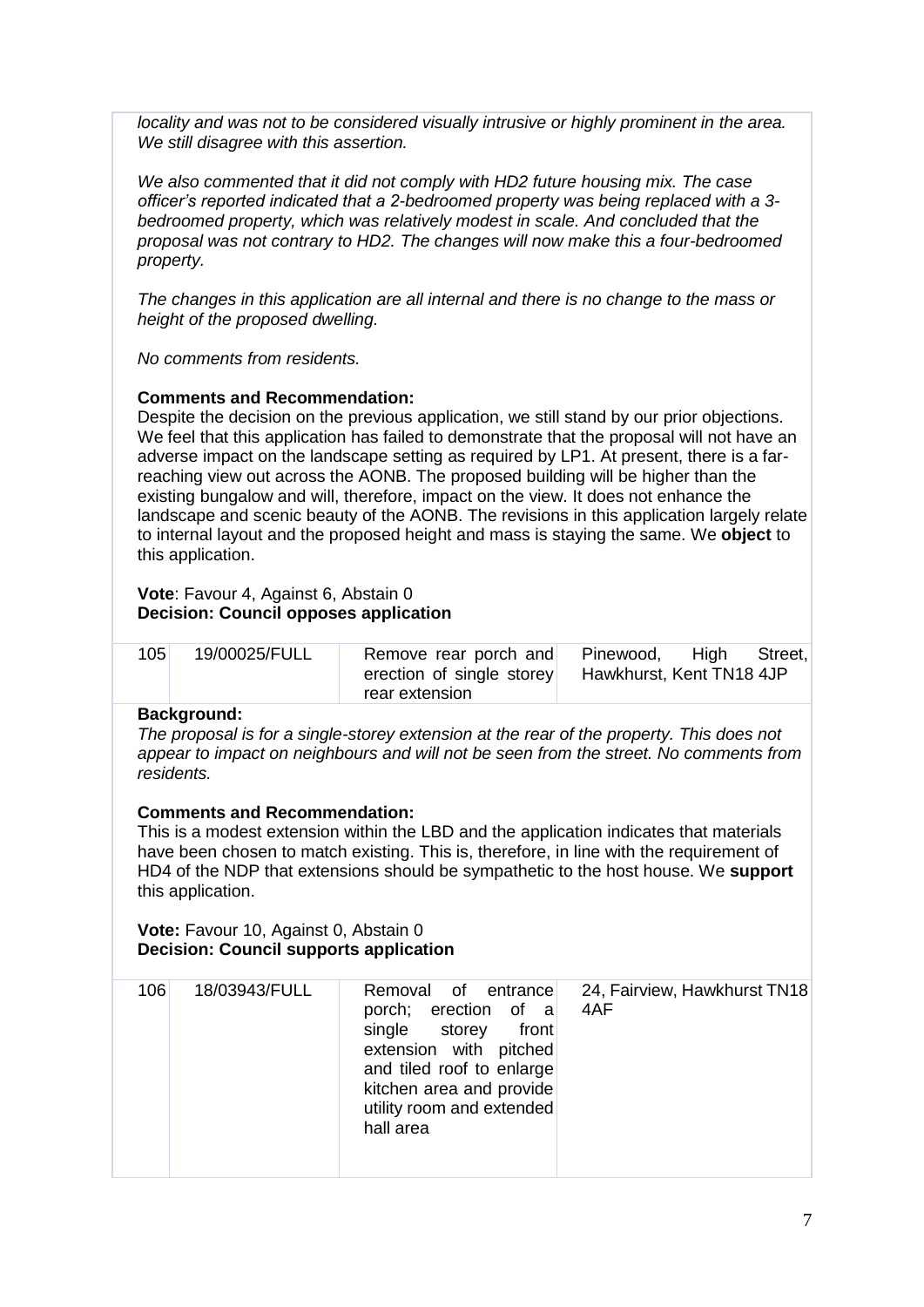*locality and was not to be considered visually intrusive or highly prominent in the area. We still disagree with this assertion.*

*We also commented that it did not comply with HD2 future housing mix. The case officer's reported indicated that a 2-bedroomed property was being replaced with a 3-bedroomed property, which was relatively modest in scale. And concluded that the proposal was not contrary to HD2. The changes will now make this a four-bedroomed property.*

*The changes in this application are all internal and there is no change to the mass or height of the proposed dwelling.*

*No comments from residents.*

**Comments and Recommendation:**
Despite the decision on the previous application, we still stand by our prior objections. We feel that this application has failed to demonstrate that the proposal will not have an adverse impact on the landscape setting as required by LP1. At present, there is a far-reaching view out across the AONB. The proposed building will be higher than the existing bungalow and will, therefore, impact on the view. It does not enhance the landscape and scenic beauty of the AONB. The revisions in this application largely relate to internal layout and the proposed height and mass is staying the same. We **object** to this application.

**Vote**: Favour 4, Against 6, Abstain 0
**Decision: Council opposes application**

| | | | |
|---|---|---|---|
| 105 | 19/00025/FULL | Remove rear porch and erection of single storey rear extension | Pinewood, High Street, Hawkhurst, Kent TN18 4JP |

**Background:**
*The proposal is for a single-storey extension at the rear of the property. This does not appear to impact on neighbours and will not be seen from the street. No comments from residents.*

**Comments and Recommendation:**
This is a modest extension within the LBD and the application indicates that materials have been chosen to match existing. This is, therefore, in line with the requirement of HD4 of the NDP that extensions should be sympathetic to the host house. We **support** this application.

**Vote:** Favour 10, Against 0, Abstain 0
**Decision: Council supports application**

| | | | |
|---|---|---|---|
| 106 | 18/03943/FULL | Removal of entrance porch; erection of a single storey front extension with pitched and tiled roof to enlarge kitchen area and provide utility room and extended hall area | 24, Fairview, Hawkhurst TN18 4AF |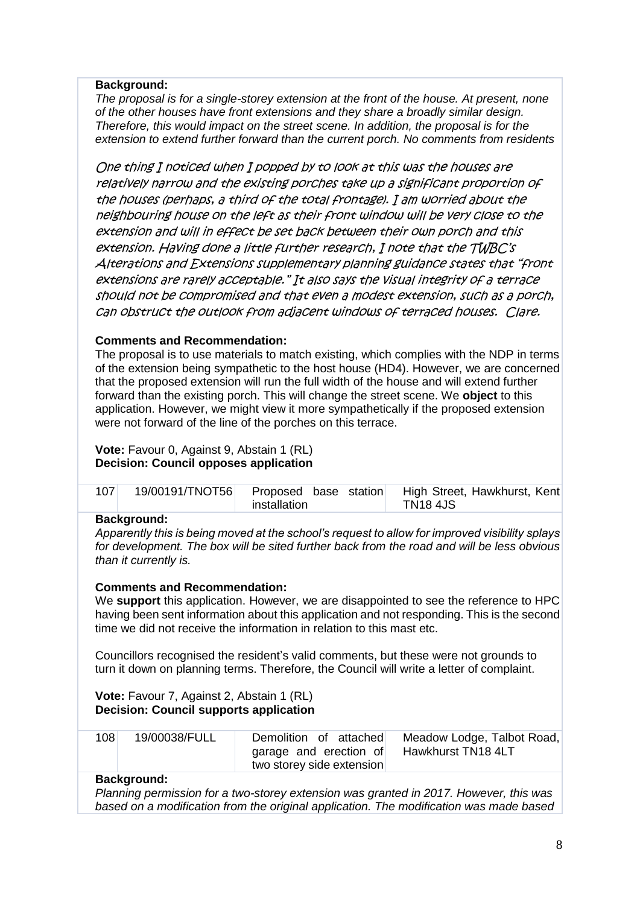**Background:**
*The proposal is for a single-storey extension at the front of the house. At present, none of the other houses have front extensions and they share a broadly similar design. Therefore, this would impact on the street scene. In addition, the proposal is for the extension to extend further forward than the current porch. No comments from residents*

*One thing I noticed when I popped by to look at this was the houses are relatively narrow and the existing porches take up a significant proportion of the houses (perhaps, a third of the total frontage). I am worried about the neighbouring house on the left as their front window will be very close to the extension and will in effect be set back between their own porch and this extension. Having done a little further research, I note that the TWBC's Alterations and Extensions supplementary planning guidance states that "front extensions are rarely acceptable." It also says the visual integrity of a terrace should not be compromised and that even a modest extension, such as a porch, can obstruct the outlook from adjacent windows of terraced houses. Clare.*

**Comments and Recommendation:**
The proposal is to use materials to match existing, which complies with the NDP in terms of the extension being sympathetic to the host house (HD4). However, we are concerned that the proposed extension will run the full width of the house and will extend further forward than the existing porch. This will change the street scene. We **object** to this application. However, we might view it more sympathetically if the proposed extension were not forward of the line of the porches on this terrace.

**Vote:** Favour 0, Against 9, Abstain 1 (RL)
**Decision: Council opposes application**

| | | | |
|---|---|---|---|
| 107 | 19/00191/TNOT56 | Proposed base station installation | High Street, Hawkhurst, Kent TN18 4JS |

**Background:**
*Apparently this is being moved at the school's request to allow for improved visibility splays for development. The box will be sited further back from the road and will be less obvious than it currently is.*

**Comments and Recommendation:**
We **support** this application. However, we are disappointed to see the reference to HPC having been sent information about this application and not responding. This is the second time we did not receive the information in relation to this mast etc.

Councillors recognised the resident's valid comments, but these were not grounds to turn it down on planning terms. Therefore, the Council will write a letter of complaint.

**Vote:** Favour 7, Against 2, Abstain 1 (RL)
**Decision: Council supports application**

| | | | |
|---|---|---|---|
| 108 | 19/00038/FULL | Demolition of attached garage and erection of two storey side extension | Meadow Lodge, Talbot Road, Hawkhurst TN18 4LT |

**Background:**
*Planning permission for a two-storey extension was granted in 2017. However, this was based on a modification from the original application. The modification was made based*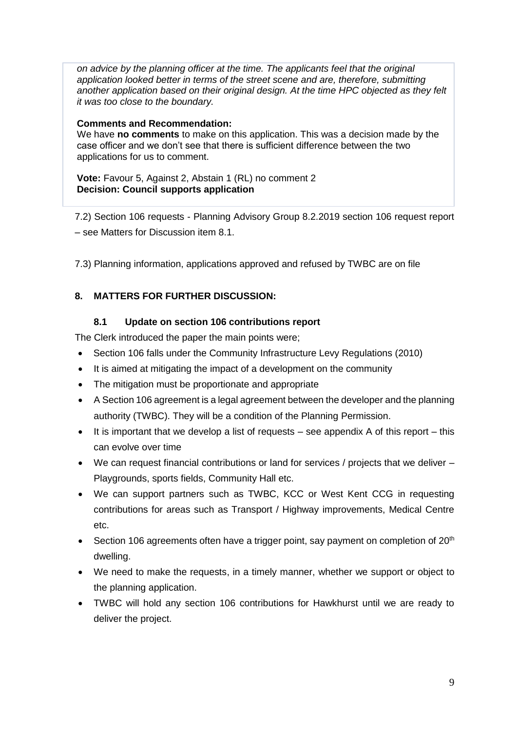*on advice by the planning officer at the time. The applicants feel that the original application looked better in terms of the street scene and are, therefore, submitting another application based on their original design. At the time HPC objected as they felt it was too close to the boundary.*

**Comments and Recommendation:**
We have **no comments** to make on this application. This was a decision made by the case officer and we don't see that there is sufficient difference between the two applications for us to comment.

**Vote:** Favour 5, Against 2, Abstain 1 (RL) no comment 2
**Decision: Council supports application**

7.2) Section 106 requests - Planning Advisory Group 8.2.2019 section 106 request report – see Matters for Discussion item 8.1.

7.3) Planning information, applications approved and refused by TWBC are on file

## 8. MATTERS FOR FURTHER DISCUSSION:

### 8.1 Update on section 106 contributions report

The Clerk introduced the paper the main points were;

- Section 106 falls under the Community Infrastructure Levy Regulations (2010)
- It is aimed at mitigating the impact of a development on the community
- The mitigation must be proportionate and appropriate
- A Section 106 agreement is a legal agreement between the developer and the planning authority (TWBC). They will be a condition of the Planning Permission.
- It is important that we develop a list of requests – see appendix A of this report – this can evolve over time
- We can request financial contributions or land for services / projects that we deliver – Playgrounds, sports fields, Community Hall etc.
- We can support partners such as TWBC, KCC or West Kent CCG in requesting contributions for areas such as Transport / Highway improvements, Medical Centre etc.
- Section 106 agreements often have a trigger point, say payment on completion of 20th dwelling.
- We need to make the requests, in a timely manner, whether we support or object to the planning application.
- TWBC will hold any section 106 contributions for Hawkhurst until we are ready to deliver the project.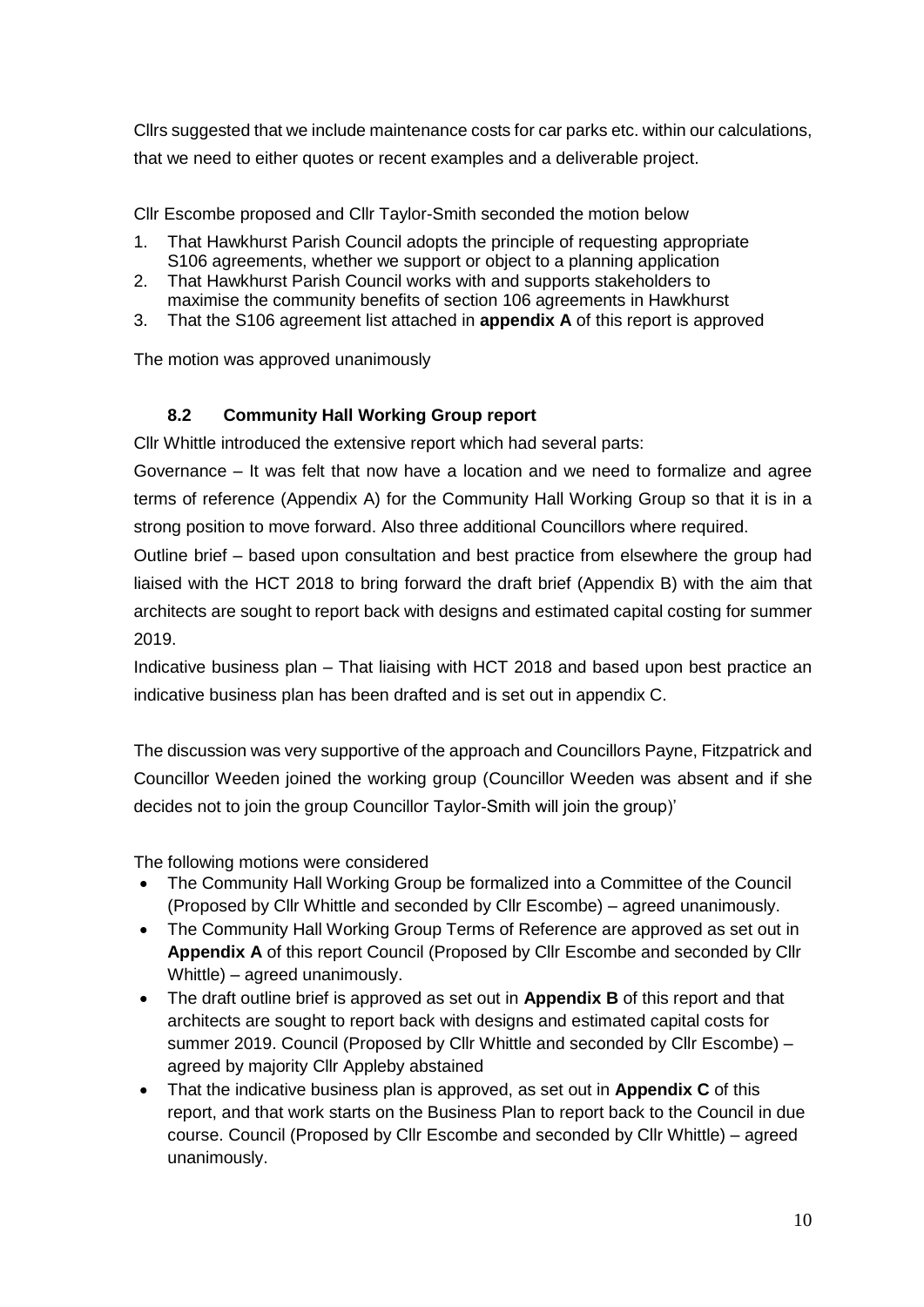Cllrs suggested that we include maintenance costs for car parks etc. within our calculations, that we need to either quotes or recent examples and a deliverable project.

Cllr Escombe proposed and Cllr Taylor-Smith seconded the motion below

1. That Hawkhurst Parish Council adopts the principle of requesting appropriate S106 agreements, whether we support or object to a planning application
2. That Hawkhurst Parish Council works with and supports stakeholders to maximise the community benefits of section 106 agreements in Hawkhurst
3. That the S106 agreement list attached in **appendix A** of this report is approved

The motion was approved unanimously

### 8.2 Community Hall Working Group report

Cllr Whittle introduced the extensive report which had several parts:

Governance – It was felt that now have a location and we need to formalize and agree terms of reference (Appendix A) for the Community Hall Working Group so that it is in a strong position to move forward. Also three additional Councillors where required.

Outline brief – based upon consultation and best practice from elsewhere the group had liaised with the HCT 2018 to bring forward the draft brief (Appendix B) with the aim that architects are sought to report back with designs and estimated capital costing for summer 2019.

Indicative business plan – That liaising with HCT 2018 and based upon best practice an indicative business plan has been drafted and is set out in appendix C.

The discussion was very supportive of the approach and Councillors Payne, Fitzpatrick and Councillor Weeden joined the working group (Councillor Weeden was absent and if she decides not to join the group Councillor Taylor-Smith will join the group)'

The following motions were considered

- The Community Hall Working Group be formalized into a Committee of the Council (Proposed by Cllr Whittle and seconded by Cllr Escombe) – agreed unanimously.
- The Community Hall Working Group Terms of Reference are approved as set out in **Appendix A** of this report Council (Proposed by Cllr Escombe and seconded by Cllr Whittle) – agreed unanimously.
- The draft outline brief is approved as set out in **Appendix B** of this report and that architects are sought to report back with designs and estimated capital costs for summer 2019. Council (Proposed by Cllr Whittle and seconded by Cllr Escombe) – agreed by majority Cllr Appleby abstained
- That the indicative business plan is approved, as set out in **Appendix C** of this report, and that work starts on the Business Plan to report back to the Council in due course. Council (Proposed by Cllr Escombe and seconded by Cllr Whittle) – agreed unanimously.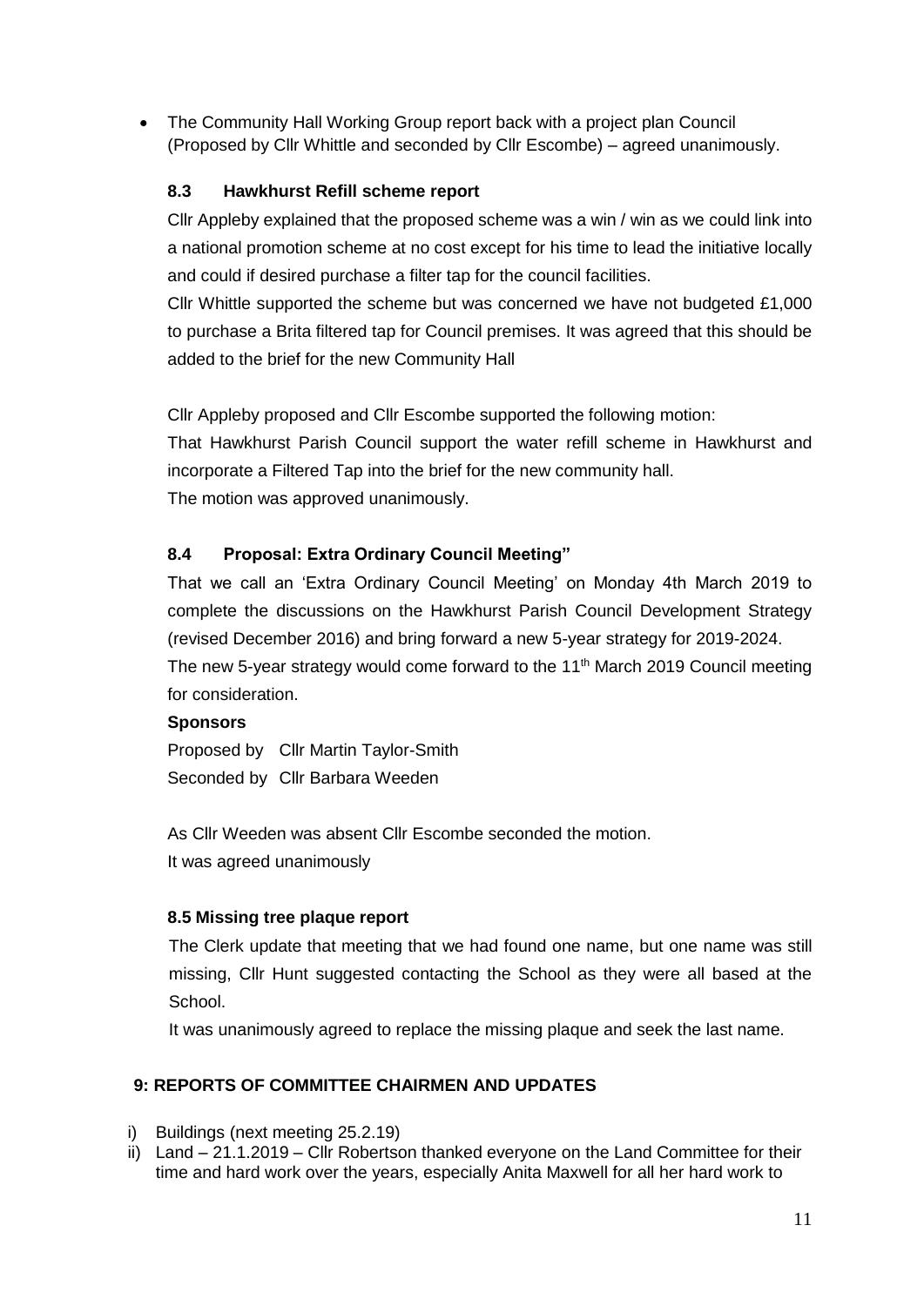- The Community Hall Working Group report back with a project plan Council (Proposed by Cllr Whittle and seconded by Cllr Escombe) – agreed unanimously.

### 8.3 Hawkhurst Refill scheme report

Cllr Appleby explained that the proposed scheme was a win / win as we could link into a national promotion scheme at no cost except for his time to lead the initiative locally and could if desired purchase a filter tap for the council facilities.

Cllr Whittle supported the scheme but was concerned we have not budgeted £1,000 to purchase a Brita filtered tap for Council premises. It was agreed that this should be added to the brief for the new Community Hall

Cllr Appleby proposed and Cllr Escombe supported the following motion:

That Hawkhurst Parish Council support the water refill scheme in Hawkhurst and incorporate a Filtered Tap into the brief for the new community hall.

The motion was approved unanimously.

### 8.4 Proposal: Extra Ordinary Council Meeting"

That we call an 'Extra Ordinary Council Meeting' on Monday 4th March 2019 to complete the discussions on the Hawkhurst Parish Council Development Strategy (revised December 2016) and bring forward a new 5-year strategy for 2019-2024.

The new 5-year strategy would come forward to the 11th March 2019 Council meeting for consideration.

**Sponsors**

Proposed by Cllr Martin Taylor-Smith
Seconded by Cllr Barbara Weeden

As Cllr Weeden was absent Cllr Escombe seconded the motion.
It was agreed unanimously

### 8.5 Missing tree plaque report

The Clerk update that meeting that we had found one name, but one name was still missing, Cllr Hunt suggested contacting the School as they were all based at the School.

It was unanimously agreed to replace the missing plaque and seek the last name.

## 9: REPORTS OF COMMITTEE CHAIRMEN AND UPDATES

i) Buildings (next meeting 25.2.19)
ii) Land – 21.1.2019 – Cllr Robertson thanked everyone on the Land Committee for their time and hard work over the years, especially Anita Maxwell for all her hard work to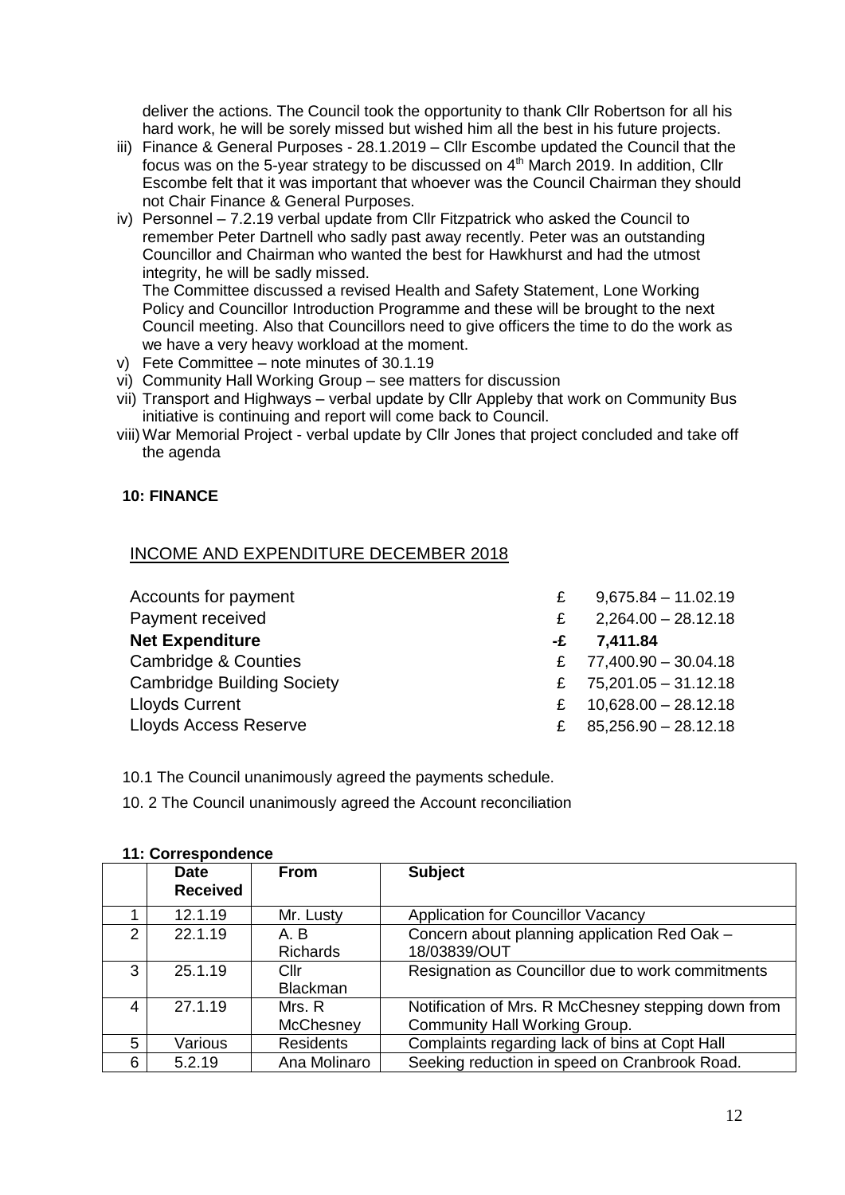deliver the actions. The Council took the opportunity to thank Cllr Robertson for all his hard work, he will be sorely missed but wished him all the best in his future projects.

iii) Finance & General Purposes - 28.1.2019 – Cllr Escombe updated the Council that the focus was on the 5-year strategy to be discussed on 4th March 2019. In addition, Cllr Escombe felt that it was important that whoever was the Council Chairman they should not Chair Finance & General Purposes.

iv) Personnel – 7.2.19 verbal update from Cllr Fitzpatrick who asked the Council to remember Peter Dartnell who sadly past away recently. Peter was an outstanding Councillor and Chairman who wanted the best for Hawkhurst and had the utmost integrity, he will be sadly missed.
The Committee discussed a revised Health and Safety Statement, Lone Working Policy and Councillor Introduction Programme and these will be brought to the next Council meeting. Also that Councillors need to give officers the time to do the work as we have a very heavy workload at the moment.

v) Fete Committee – note minutes of 30.1.19

vi) Community Hall Working Group – see matters for discussion

vii) Transport and Highways – verbal update by Cllr Appleby that work on Community Bus initiative is continuing and report will come back to Council.

viii) War Memorial Project - verbal update by Cllr Jones that project concluded and take off the agenda

**10: FINANCE**

INCOME AND EXPENDITURE DECEMBER 2018

| | | |
|---|---|---|
| Accounts for payment | £ | 9,675.84 – 11.02.19 |
| Payment received | £ | 2,264.00 – 28.12.18 |
| **Net Expenditure** | **-£** | **7,411.84** |
| Cambridge & Counties | £ | 77,400.90 – 30.04.18 |
| Cambridge Building Society | £ | 75,201.05 – 31.12.18 |
| Lloyds Current | £ | 10,628.00 – 28.12.18 |
| Lloyds Access Reserve | £ | 85,256.90 – 28.12.18 |

10.1 The Council unanimously agreed the payments schedule.

10. 2 The Council unanimously agreed the Account reconciliation

**11: Correspondence**

| | Date Received | From | Subject |
|---|---|---|---|
| 1 | 12.1.19 | Mr. Lusty | Application for Councillor Vacancy |
| 2 | 22.1.19 | A. B Richards | Concern about planning application Red Oak – 18/03839/OUT |
| 3 | 25.1.19 | Cllr Blackman | Resignation as Councillor due to work commitments |
| 4 | 27.1.19 | Mrs. R McChesney | Notification of Mrs. R McChesney stepping down from Community Hall Working Group. |
| 5 | Various | Residents | Complaints regarding lack of bins at Copt Hall |
| 6 | 5.2.19 | Ana Molinaro | Seeking reduction in speed on Cranbrook Road. |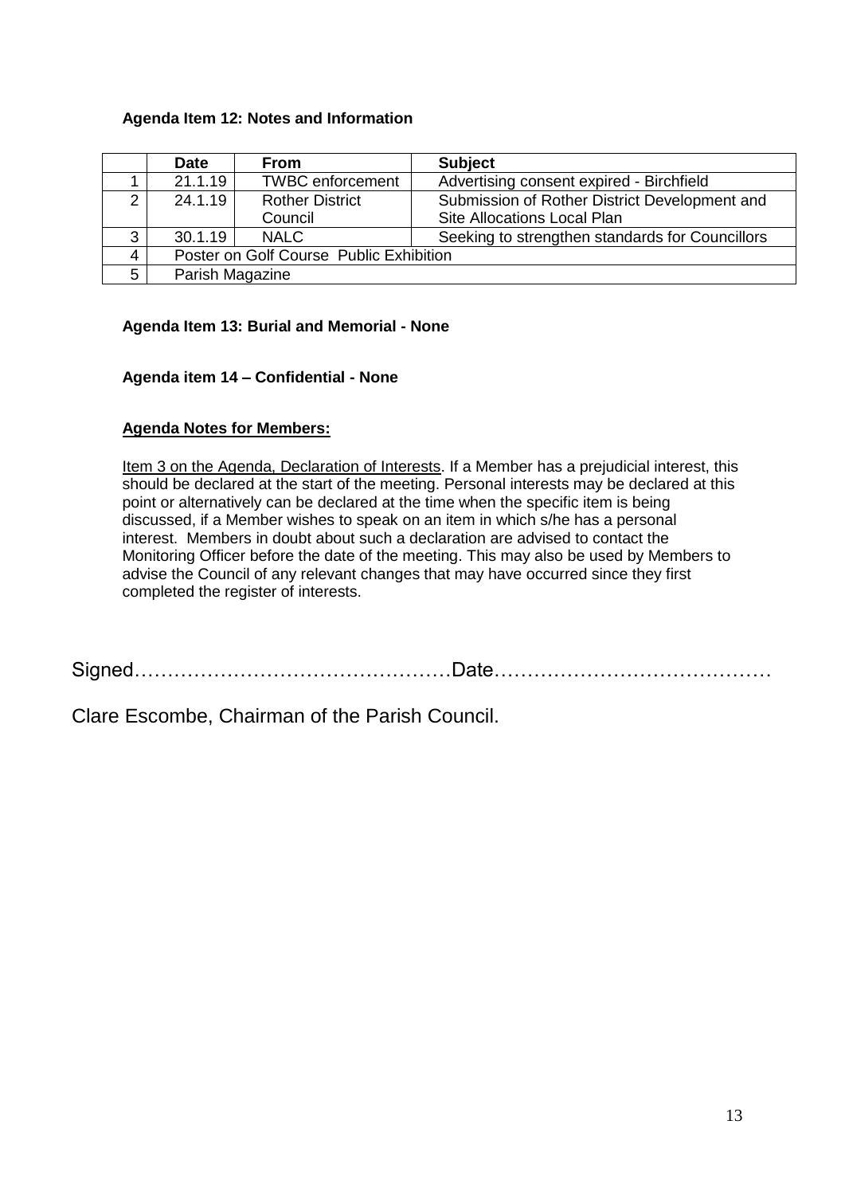**Agenda Item 12: Notes and Information**

| | Date | From | Subject |
|---|---|---|---|
| 1 | 21.1.19 | TWBC enforcement | Advertising consent expired - Birchfield |
| 2 | 24.1.19 | Rother District Council | Submission of Rother District Development and Site Allocations Local Plan |
| 3 | 30.1.19 | NALC | Seeking to strengthen standards for Councillors |
| 4 | Poster on Golf Course Public Exhibition | | |
| 5 | Parish Magazine | | |

**Agenda Item 13: Burial and Memorial - None**

**Agenda item 14 – Confidential - None**

**Agenda Notes for Members:**

Item 3 on the Agenda, Declaration of Interests. If a Member has a prejudicial interest, this should be declared at the start of the meeting. Personal interests may be declared at this point or alternatively can be declared at the time when the specific item is being discussed, if a Member wishes to speak on an item in which s/he has a personal interest. Members in doubt about such a declaration are advised to contact the Monitoring Officer before the date of the meeting. This may also be used by Members to advise the Council of any relevant changes that may have occurred since they first completed the register of interests.

Signed…………………………………………Date……………………………………

Clare Escombe, Chairman of the Parish Council.